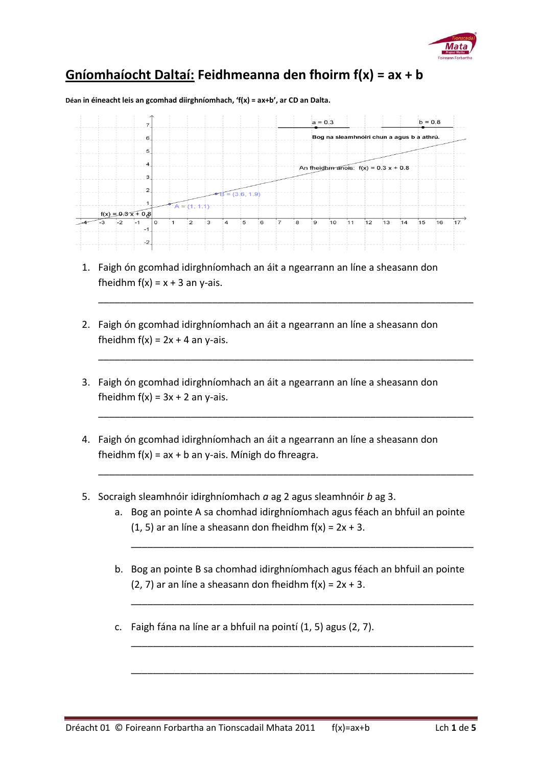// Gníomhaíocht Daltaí: Feidhmeanna den fhoirm f(x) = ax + b

**Déan in éineacht leis an gcomhad diirghníomhach, 'f(x) = ax+b', ar CD an Dalta.**

1. Faigh ón gcomhad idirghníomhach an áit a ngearrann an líne a sheasann don fheidhm $f(x) = x + 3$ an y-ais.

   ______________________________________________________________

2. Faigh ón gcomhad idirghníomhach an áit a ngearrann an líne a sheasann don fheidhm $f(x) = 2x + 4$ an y-ais.

   ______________________________________________________________

3. Faigh ón gcomhad idirghníomhach an áit a ngearrann an líne a sheasann don fheidhm $f(x) = 3x + 2$ an y-ais.

   ______________________________________________________________

4. Faigh ón gcomhad idirghníomhach an áit a ngearrann an líne a sheasann don fheidhm $f(x) = ax + b$ an y-ais. Mínigh do fhreagra.

   ______________________________________________________________

5. Socraigh sleamhnóir idirghníomhach *a* ag 2 agus sleamhnóir *b* ag 3.

   a. Bog an pointe A sa chomhad idirghníomhach agus féach an bhfuil an pointe (1, 5) ar an líne a sheasann don fheidhm $f(x) = 2x + 3$.

      ______________________________________________________________

   b. Bog an pointe B sa chomhad idirghníomhach agus féach an bhfuil an pointe (2, 7) ar an líne a sheasann don fheidhm $f(x) = 2x + 3$.

      ______________________________________________________________

   c. Faigh fána na líne ar a bhfuil na pointí (1, 5) agus (2, 7).

      ______________________________________________________________

      ______________________________________________________________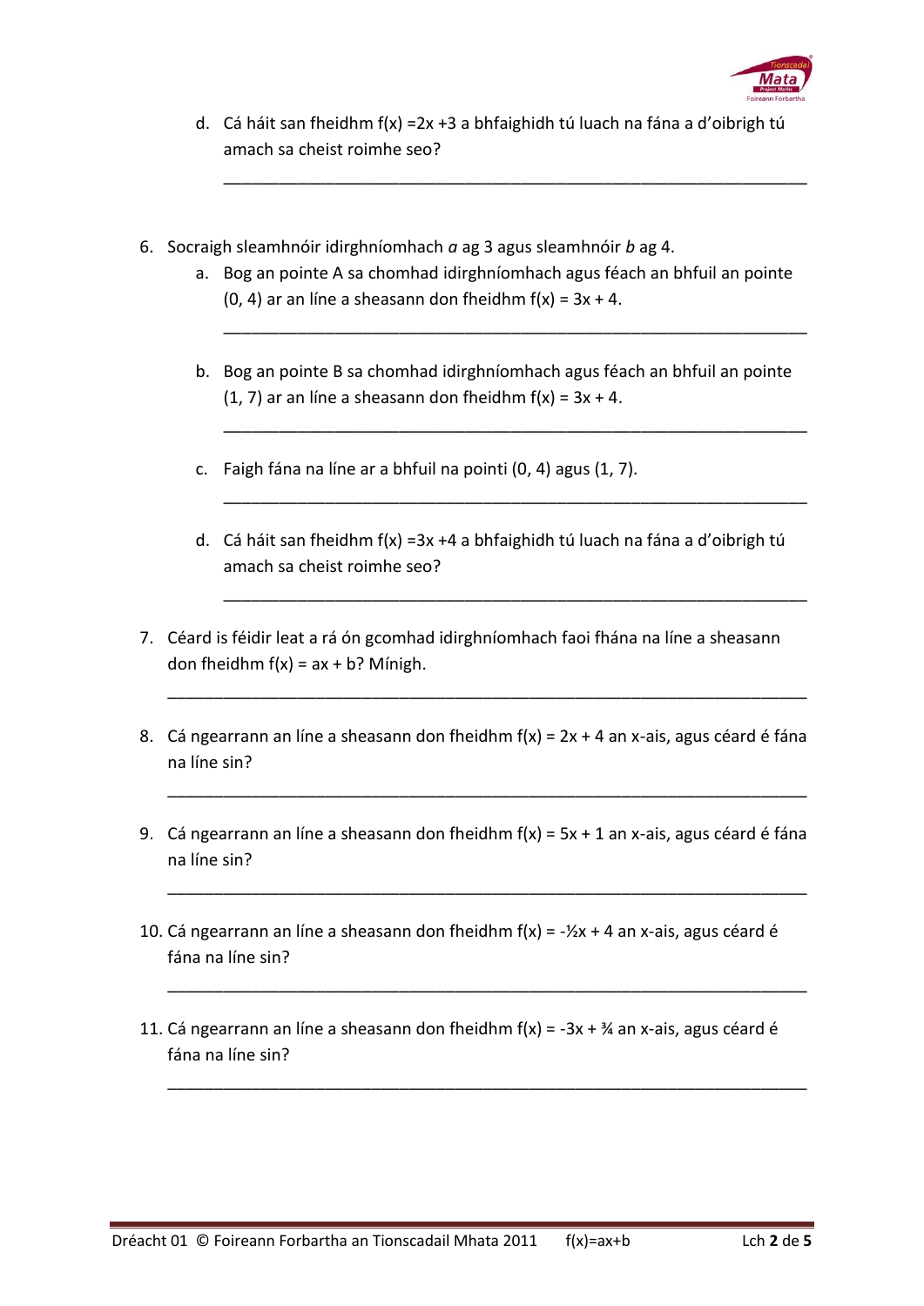d. Cá háit san fheidhm $f(x) = 2x + 3$ a bhfaighidh tú luach na fána a d'oibrigh tú amach sa cheist roimhe seo?

\_\_\_\_\_\_\_\_\_\_\_\_\_\_\_\_\_\_\_\_\_\_\_\_\_\_\_\_\_\_\_\_\_\_\_\_\_\_\_\_\_\_\_\_\_\_\_\_\_\_\_\_\_\_\_\_\_\_\_\_

6. Socraigh sleamhnóir idirghníomhach *a* ag 3 agus sleamhnóir *b* ag 4.

   a. Bog an pointe A sa chomhad idirghníomhach agus féach an bhfuil an pointe (0, 4) ar an líne a sheasann don fheidhm $f(x) = 3x + 4$.

   \_\_\_\_\_\_\_\_\_\_\_\_\_\_\_\_\_\_\_\_\_\_\_\_\_\_\_\_\_\_\_\_\_\_\_\_\_\_\_\_\_\_\_\_\_\_\_\_\_\_\_\_\_\_\_\_\_\_\_\_

   b. Bog an pointe B sa chomhad idirghníomhach agus féach an bhfuil an pointe (1, 7) ar an líne a sheasann don fheidhm $f(x) = 3x + 4$.

   \_\_\_\_\_\_\_\_\_\_\_\_\_\_\_\_\_\_\_\_\_\_\_\_\_\_\_\_\_\_\_\_\_\_\_\_\_\_\_\_\_\_\_\_\_\_\_\_\_\_\_\_\_\_\_\_\_\_\_\_

   c. Faigh fána na líne ar a bhfuil na pointi (0, 4) agus (1, 7).

   \_\_\_\_\_\_\_\_\_\_\_\_\_\_\_\_\_\_\_\_\_\_\_\_\_\_\_\_\_\_\_\_\_\_\_\_\_\_\_\_\_\_\_\_\_\_\_\_\_\_\_\_\_\_\_\_\_\_\_\_

   d. Cá háit san fheidhm $f(x) = 3x + 4$ a bhfaighidh tú luach na fána a d'oibrigh tú amach sa cheist roimhe seo?

   \_\_\_\_\_\_\_\_\_\_\_\_\_\_\_\_\_\_\_\_\_\_\_\_\_\_\_\_\_\_\_\_\_\_\_\_\_\_\_\_\_\_\_\_\_\_\_\_\_\_\_\_\_\_\_\_\_\_\_\_

7. Céard is féidir leat a rá ón gcomhad idirghníomhach faoi fhána na líne a sheasann don fheidhm $f(x) = ax + b$? Mínigh.

   \_\_\_\_\_\_\_\_\_\_\_\_\_\_\_\_\_\_\_\_\_\_\_\_\_\_\_\_\_\_\_\_\_\_\_\_\_\_\_\_\_\_\_\_\_\_\_\_\_\_\_\_\_\_\_\_\_\_\_\_

8. Cá ngearrann an líne a sheasann don fheidhm $f(x) = 2x + 4$ an x-ais, agus céard é fána na líne sin?

   \_\_\_\_\_\_\_\_\_\_\_\_\_\_\_\_\_\_\_\_\_\_\_\_\_\_\_\_\_\_\_\_\_\_\_\_\_\_\_\_\_\_\_\_\_\_\_\_\_\_\_\_\_\_\_\_\_\_\_\_

9. Cá ngearrann an líne a sheasann don fheidhm $f(x) = 5x + 1$ an x-ais, agus céard é fána na líne sin?

   \_\_\_\_\_\_\_\_\_\_\_\_\_\_\_\_\_\_\_\_\_\_\_\_\_\_\_\_\_\_\_\_\_\_\_\_\_\_\_\_\_\_\_\_\_\_\_\_\_\_\_\_\_\_\_\_\_\_\_\_

10. Cá ngearrann an líne a sheasann don fheidhm $f(x) = -\frac{1}{2}x + 4$ an x-ais, agus céard é fána na líne sin?

    \_\_\_\_\_\_\_\_\_\_\_\_\_\_\_\_\_\_\_\_\_\_\_\_\_\_\_\_\_\_\_\_\_\_\_\_\_\_\_\_\_\_\_\_\_\_\_\_\_\_\_\_\_\_\_\_\_\_\_\_

11. Cá ngearrann an líne a sheasann don fheidhm $f(x) = -3x + \frac{3}{4}$ an x-ais, agus céard é fána na líne sin?

    \_\_\_\_\_\_\_\_\_\_\_\_\_\_\_\_\_\_\_\_\_\_\_\_\_\_\_\_\_\_\_\_\_\_\_\_\_\_\_\_\_\_\_\_\_\_\_\_\_\_\_\_\_\_\_\_\_\_\_\_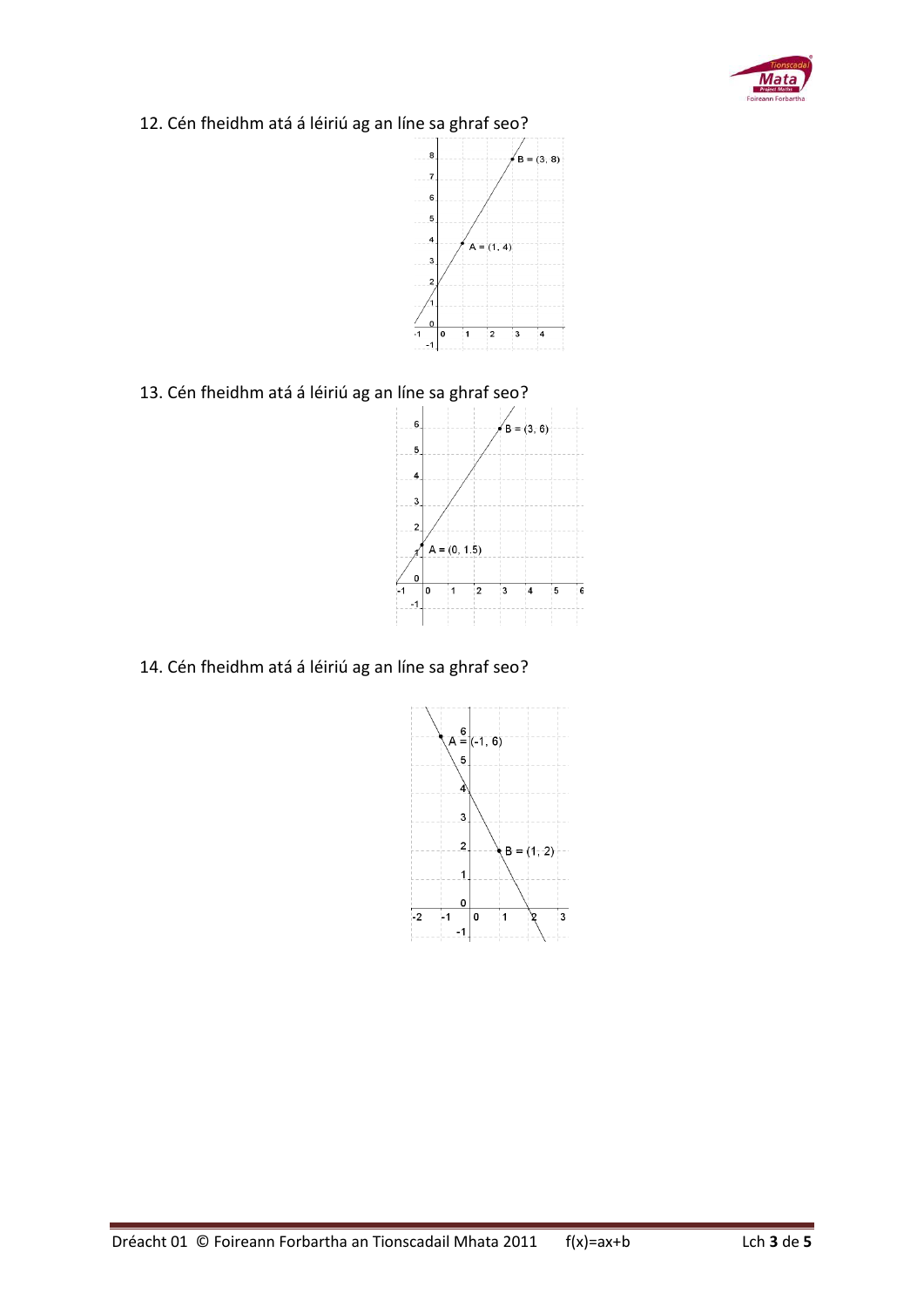12. Cén fheidhm atá á léiriú ag an líne sa ghraf seo?

13. Cén fheidhm atá á léiriú ag an líne sa ghraf seo?

14. Cén fheidhm atá á léiriú ag an líne sa ghraf seo?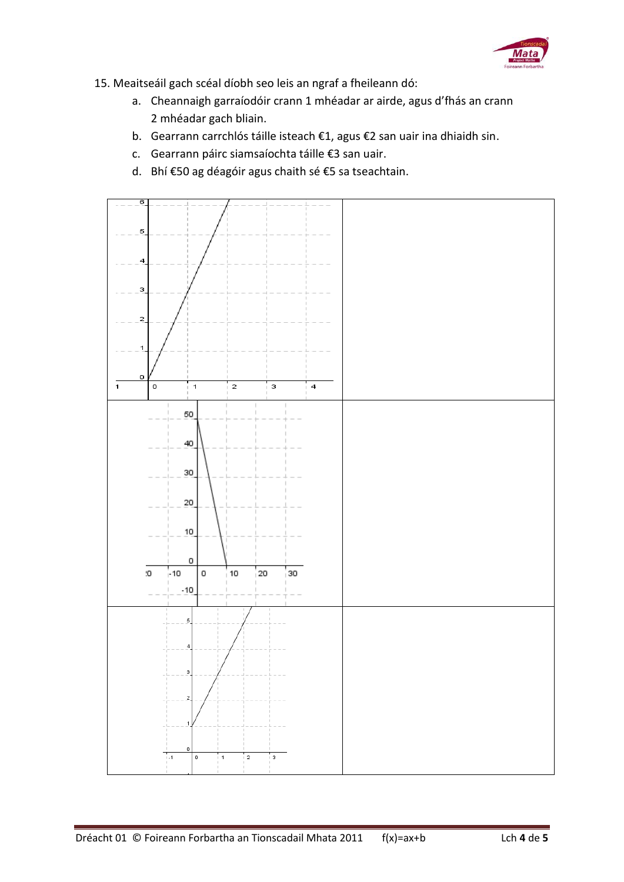15. Meaitseáil gach scéal díobh seo leis an ngraf a fheileann dó:

   a. Cheannaigh garraíodóir crann 1 mhéadar ar airde, agus d'fhás an crann 2 mhéadar gach bliain.

   b. Gearrann carrchlós táille isteach €1, agus €2 san uair ina dhiaidh sin.

   c. Gearrann páirc siamsaíochta táille €3 san uair.

   d. Bhí €50 ag déagóir agus chaith sé €5 sa tseachtain.

| | |
|---|---|
| [Graf: líne ó (0, 0) go (2, 6)] | |
| [Graf: líne ó (0, 50) go (10, 0)] | |
| [Graf: líne ó (0, 1) go (2.3, 5.6)] | |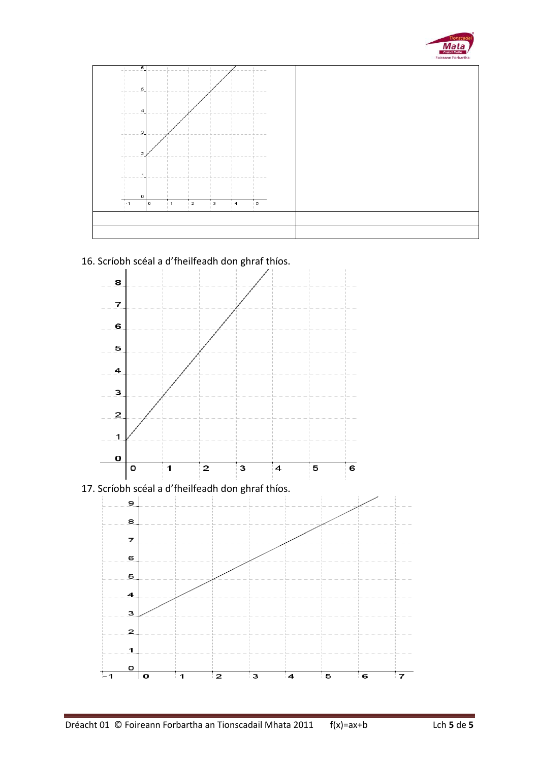| | |
|---|---|
| 6<br>5<br>4<br>3<br>2<br>1<br>0<br>-1 0 1 2 3 4 5 | |
| | |
| | |

16. Scríobh scéal a d'fheilfeadh don ghraf thíos.

8
7
6
5
4
3
2
1
0
0 1 2 3 4 5 6

17. Scríobh scéal a d'fheilfeadh don ghraf thíos.

9
8
7
6
5
4
3
2
1
0
-1 0 1 2 3 4 5 6 7